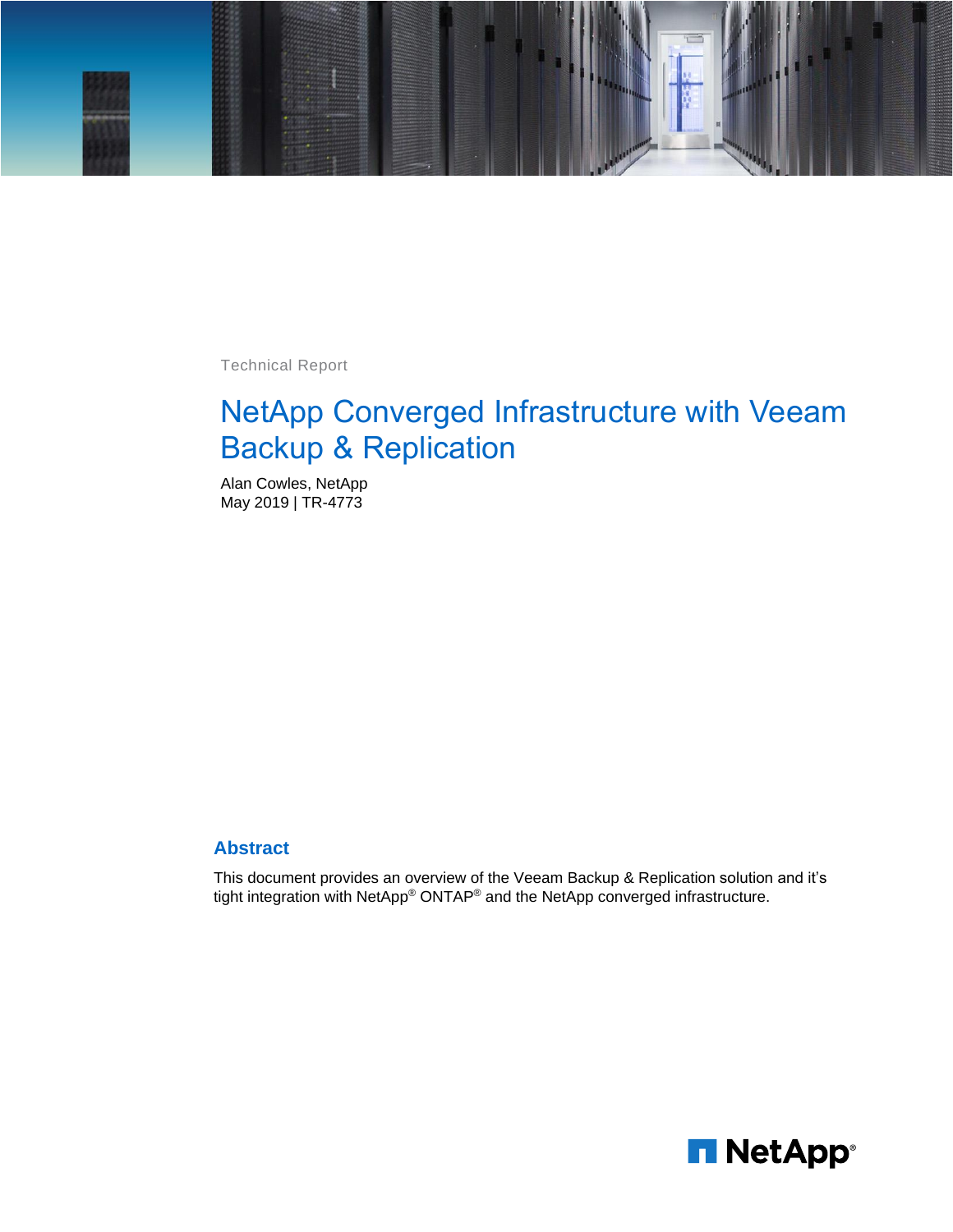Technical Report

# NetApp Converged Infrastructure with Veeam Backup & Replication

Alan Cowles, NetApp
May 2019 | TR-4773

## Abstract

This document provides an overview of the Veeam Backup & Replication solution and it's tight integration with NetApp® ONTAP® and the NetApp converged infrastructure.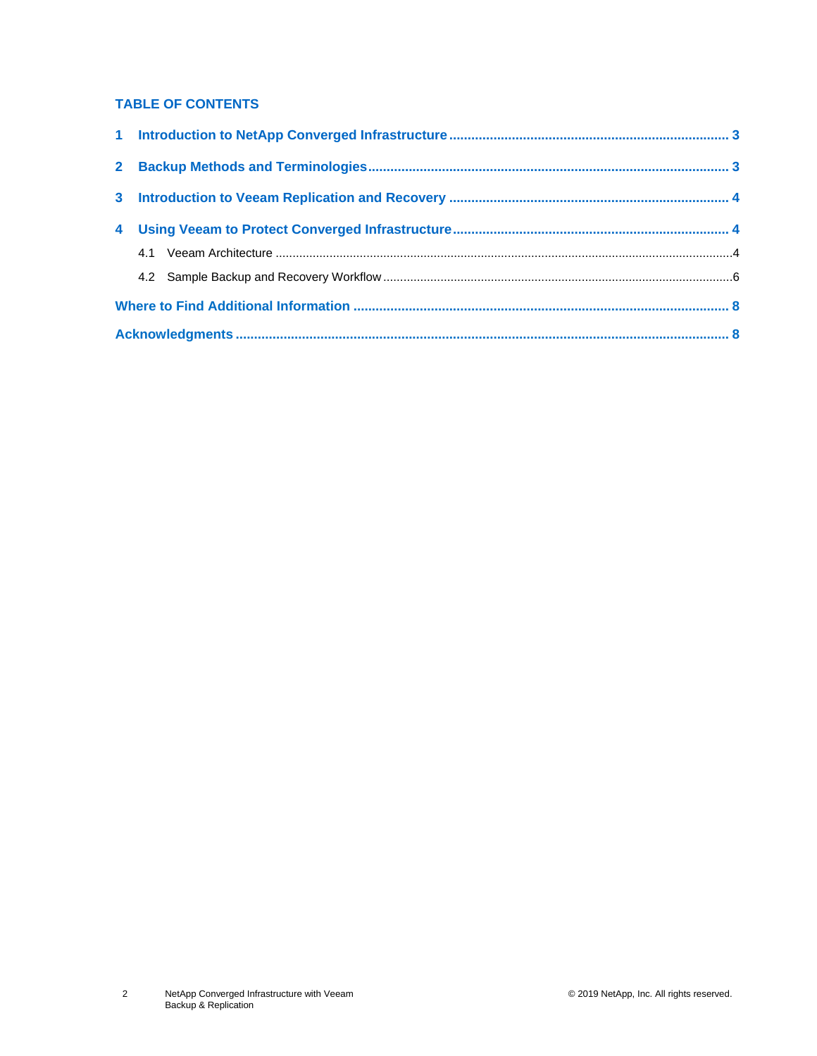## TABLE OF CONTENTS

**1 Introduction to NetApp Converged Infrastructure ........ 3**

**2 Backup Methods and Terminologies ........ 3**

**3 Introduction to Veeam Replication and Recovery ........ 4**

**4 Using Veeam to Protect Converged Infrastructure ........ 4**

- 4.1 Veeam Architecture ........ 4
- 4.2 Sample Backup and Recovery Workflow ........ 6

**Where to Find Additional Information ........ 8**

**Acknowledgments ........ 8**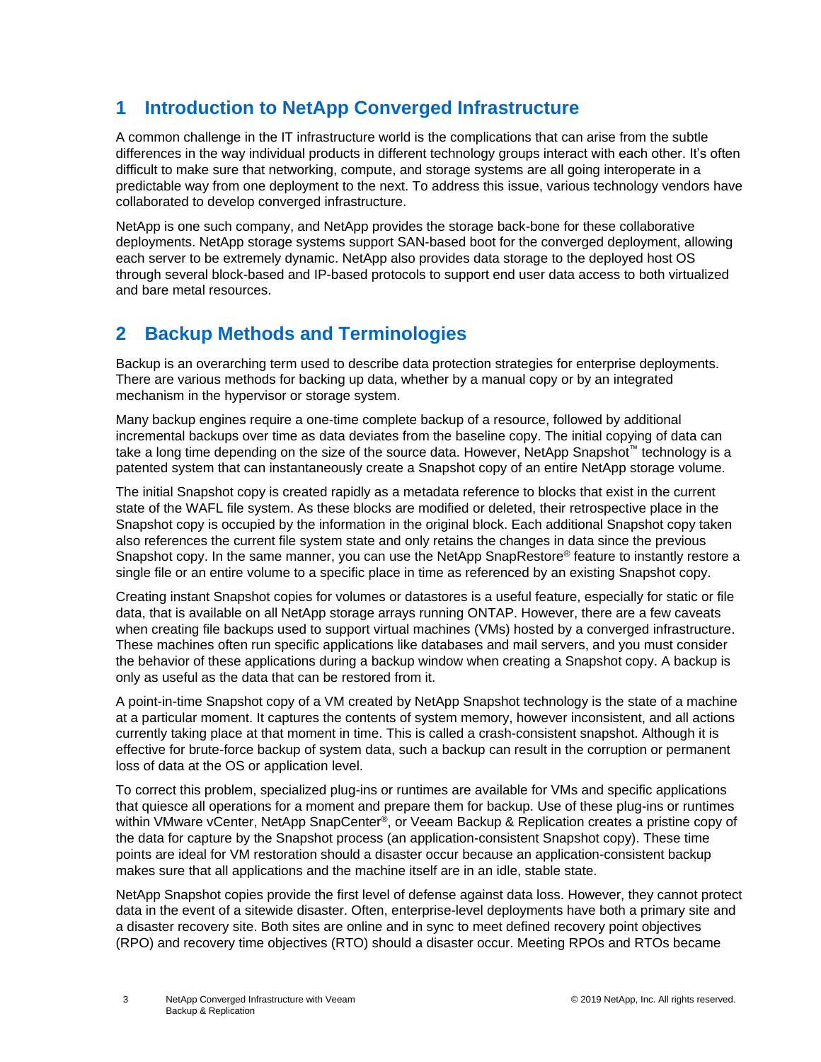# 1 Introduction to NetApp Converged Infrastructure

A common challenge in the IT infrastructure world is the complications that can arise from the subtle differences in the way individual products in different technology groups interact with each other. It's often difficult to make sure that networking, compute, and storage systems are all going interoperate in a predictable way from one deployment to the next. To address this issue, various technology vendors have collaborated to develop converged infrastructure.

NetApp is one such company, and NetApp provides the storage back-bone for these collaborative deployments. NetApp storage systems support SAN-based boot for the converged deployment, allowing each server to be extremely dynamic. NetApp also provides data storage to the deployed host OS through several block-based and IP-based protocols to support end user data access to both virtualized and bare metal resources.

# 2 Backup Methods and Terminologies

Backup is an overarching term used to describe data protection strategies for enterprise deployments. There are various methods for backing up data, whether by a manual copy or by an integrated mechanism in the hypervisor or storage system.

Many backup engines require a one-time complete backup of a resource, followed by additional incremental backups over time as data deviates from the baseline copy. The initial copying of data can take a long time depending on the size of the source data. However, NetApp Snapshot™ technology is a patented system that can instantaneously create a Snapshot copy of an entire NetApp storage volume.

The initial Snapshot copy is created rapidly as a metadata reference to blocks that exist in the current state of the WAFL file system. As these blocks are modified or deleted, their retrospective place in the Snapshot copy is occupied by the information in the original block. Each additional Snapshot copy taken also references the current file system state and only retains the changes in data since the previous Snapshot copy. In the same manner, you can use the NetApp SnapRestore® feature to instantly restore a single file or an entire volume to a specific place in time as referenced by an existing Snapshot copy.

Creating instant Snapshot copies for volumes or datastores is a useful feature, especially for static or file data, that is available on all NetApp storage arrays running ONTAP. However, there are a few caveats when creating file backups used to support virtual machines (VMs) hosted by a converged infrastructure. These machines often run specific applications like databases and mail servers, and you must consider the behavior of these applications during a backup window when creating a Snapshot copy. A backup is only as useful as the data that can be restored from it.

A point-in-time Snapshot copy of a VM created by NetApp Snapshot technology is the state of a machine at a particular moment. It captures the contents of system memory, however inconsistent, and all actions currently taking place at that moment in time. This is called a crash-consistent snapshot. Although it is effective for brute-force backup of system data, such a backup can result in the corruption or permanent loss of data at the OS or application level.

To correct this problem, specialized plug-ins or runtimes are available for VMs and specific applications that quiesce all operations for a moment and prepare them for backup. Use of these plug-ins or runtimes within VMware vCenter, NetApp SnapCenter®, or Veeam Backup & Replication creates a pristine copy of the data for capture by the Snapshot process (an application-consistent Snapshot copy). These time points are ideal for VM restoration should a disaster occur because an application-consistent backup makes sure that all applications and the machine itself are in an idle, stable state.

NetApp Snapshot copies provide the first level of defense against data loss. However, they cannot protect data in the event of a sitewide disaster. Often, enterprise-level deployments have both a primary site and a disaster recovery site. Both sites are online and in sync to meet defined recovery point objectives (RPO) and recovery time objectives (RTO) should a disaster occur. Meeting RPOs and RTOs became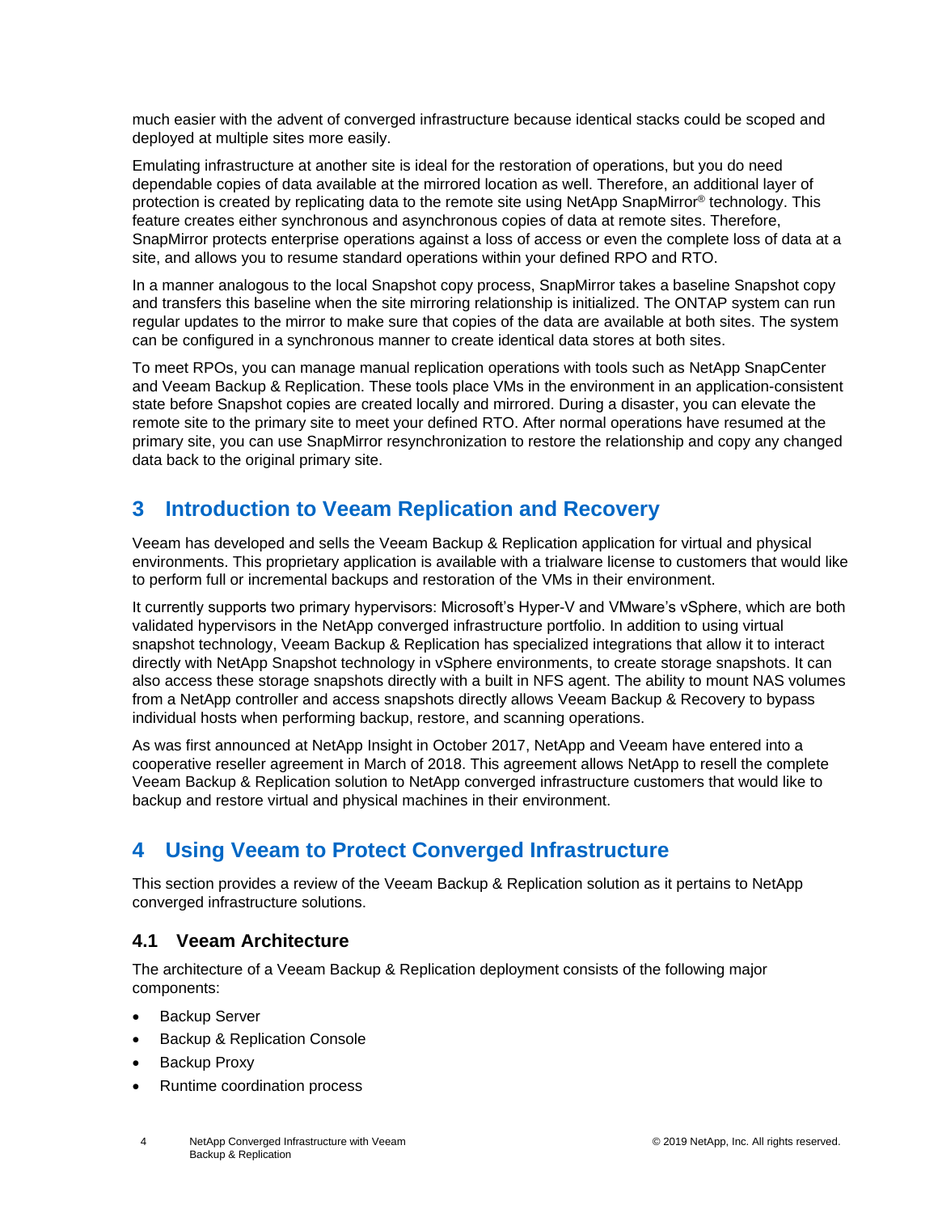much easier with the advent of converged infrastructure because identical stacks could be scoped and deployed at multiple sites more easily.

Emulating infrastructure at another site is ideal for the restoration of operations, but you do need dependable copies of data available at the mirrored location as well. Therefore, an additional layer of protection is created by replicating data to the remote site using NetApp SnapMirror® technology. This feature creates either synchronous and asynchronous copies of data at remote sites. Therefore, SnapMirror protects enterprise operations against a loss of access or even the complete loss of data at a site, and allows you to resume standard operations within your defined RPO and RTO.

In a manner analogous to the local Snapshot copy process, SnapMirror takes a baseline Snapshot copy and transfers this baseline when the site mirroring relationship is initialized. The ONTAP system can run regular updates to the mirror to make sure that copies of the data are available at both sites. The system can be configured in a synchronous manner to create identical data stores at both sites.

To meet RPOs, you can manage manual replication operations with tools such as NetApp SnapCenter and Veeam Backup & Replication. These tools place VMs in the environment in an application-consistent state before Snapshot copies are created locally and mirrored. During a disaster, you can elevate the remote site to the primary site to meet your defined RTO. After normal operations have resumed at the primary site, you can use SnapMirror resynchronization to restore the relationship and copy any changed data back to the original primary site.

# 3 Introduction to Veeam Replication and Recovery

Veeam has developed and sells the Veeam Backup & Replication application for virtual and physical environments. This proprietary application is available with a trialware license to customers that would like to perform full or incremental backups and restoration of the VMs in their environment.

It currently supports two primary hypervisors: Microsoft's Hyper-V and VMware's vSphere, which are both validated hypervisors in the NetApp converged infrastructure portfolio. In addition to using virtual snapshot technology, Veeam Backup & Replication has specialized integrations that allow it to interact directly with NetApp Snapshot technology in vSphere environments, to create storage snapshots. It can also access these storage snapshots directly with a built in NFS agent. The ability to mount NAS volumes from a NetApp controller and access snapshots directly allows Veeam Backup & Recovery to bypass individual hosts when performing backup, restore, and scanning operations.

As was first announced at NetApp Insight in October 2017, NetApp and Veeam have entered into a cooperative reseller agreement in March of 2018. This agreement allows NetApp to resell the complete Veeam Backup & Replication solution to NetApp converged infrastructure customers that would like to backup and restore virtual and physical machines in their environment.

# 4 Using Veeam to Protect Converged Infrastructure

This section provides a review of the Veeam Backup & Replication solution as it pertains to NetApp converged infrastructure solutions.

## 4.1 Veeam Architecture

The architecture of a Veeam Backup & Replication deployment consists of the following major components:

- Backup Server
- Backup & Replication Console
- Backup Proxy
- Runtime coordination process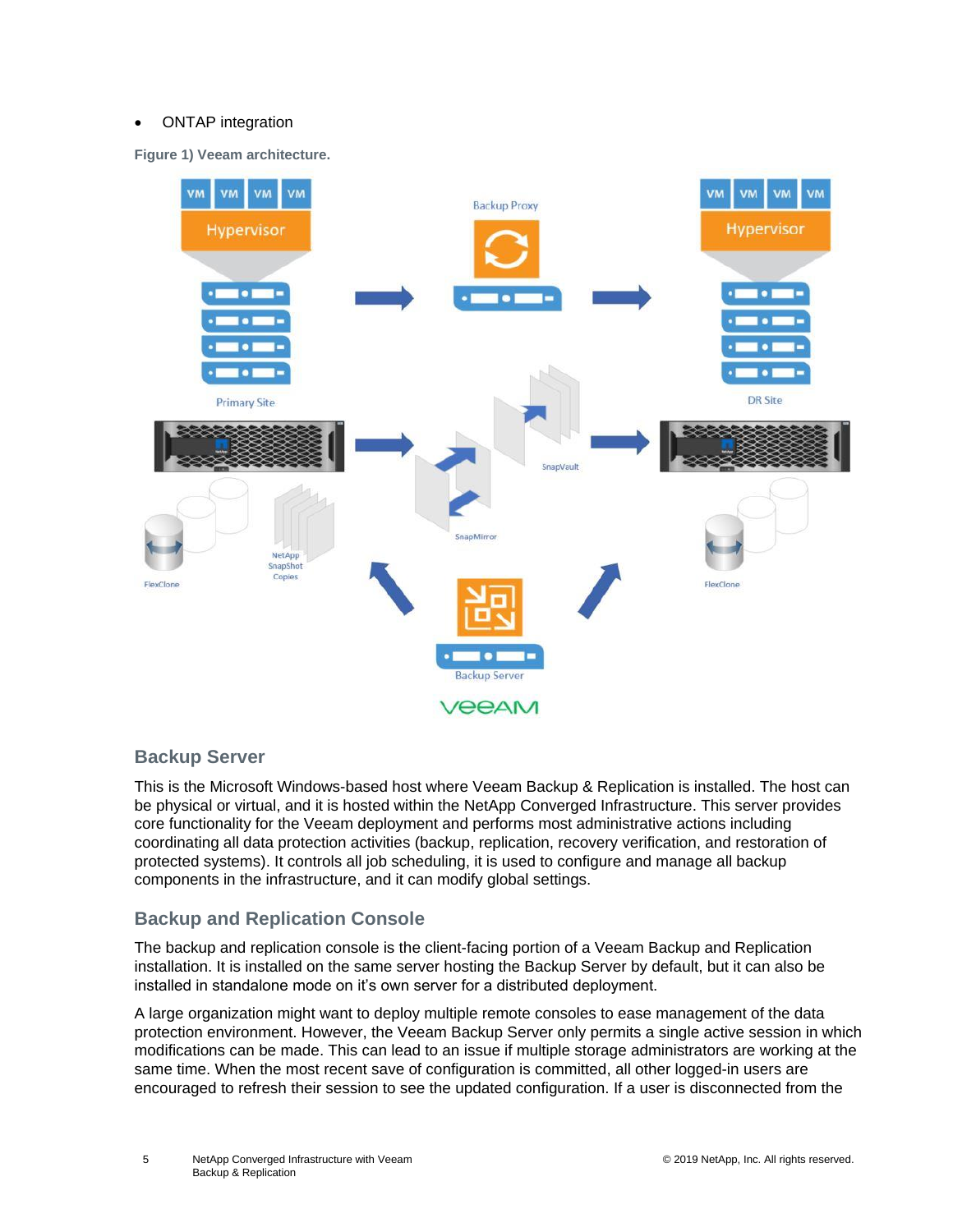- ONTAP integration

**Figure 1) Veeam architecture.**

VM VM VM VM
Hypervisor
Primary Site
Backup Proxy
VM VM VM VM
Hypervisor
DR Site
SnapVault
SnapMirror
FlexClone
NetApp SnapShot Copies
FlexClone
Backup Server
veeam

## Backup Server

This is the Microsoft Windows-based host where Veeam Backup & Replication is installed. The host can be physical or virtual, and it is hosted within the NetApp Converged Infrastructure. This server provides core functionality for the Veeam deployment and performs most administrative actions including coordinating all data protection activities (backup, replication, recovery verification, and restoration of protected systems). It controls all job scheduling, it is used to configure and manage all backup components in the infrastructure, and it can modify global settings.

## Backup and Replication Console

The backup and replication console is the client-facing portion of a Veeam Backup and Replication installation. It is installed on the same server hosting the Backup Server by default, but it can also be installed in standalone mode on it's own server for a distributed deployment.

A large organization might want to deploy multiple remote consoles to ease management of the data protection environment. However, the Veeam Backup Server only permits a single active session in which modifications can be made. This can lead to an issue if multiple storage administrators are working at the same time. When the most recent save of configuration is committed, all other logged-in users are encouraged to refresh their session to see the updated configuration. If a user is disconnected from the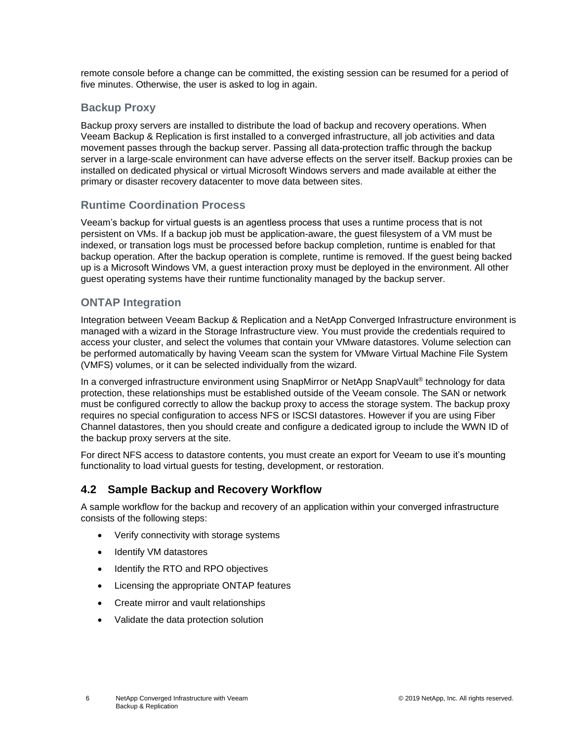remote console before a change can be committed, the existing session can be resumed for a period of five minutes. Otherwise, the user is asked to log in again.

### Backup Proxy

Backup proxy servers are installed to distribute the load of backup and recovery operations. When Veeam Backup & Replication is first installed to a converged infrastructure, all job activities and data movement passes through the backup server. Passing all data-protection traffic through the backup server in a large-scale environment can have adverse effects on the server itself. Backup proxies can be installed on dedicated physical or virtual Microsoft Windows servers and made available at either the primary or disaster recovery datacenter to move data between sites.

### Runtime Coordination Process

Veeam's backup for virtual guests is an agentless process that uses a runtime process that is not persistent on VMs. If a backup job must be application-aware, the guest filesystem of a VM must be indexed, or transation logs must be processed before backup completion, runtime is enabled for that backup operation. After the backup operation is complete, runtime is removed. If the guest being backed up is a Microsoft Windows VM, a guest interaction proxy must be deployed in the environment. All other guest operating systems have their runtime functionality managed by the backup server.

### ONTAP Integration

Integration between Veeam Backup & Replication and a NetApp Converged Infrastructure environment is managed with a wizard in the Storage Infrastructure view. You must provide the credentials required to access your cluster, and select the volumes that contain your VMware datastores. Volume selection can be performed automatically by having Veeam scan the system for VMware Virtual Machine File System (VMFS) volumes, or it can be selected individually from the wizard.

In a converged infrastructure environment using SnapMirror or NetApp SnapVault® technology for data protection, these relationships must be established outside of the Veeam console. The SAN or network must be configured correctly to allow the backup proxy to access the storage system. The backup proxy requires no special configuration to access NFS or ISCSI datastores. However if you are using Fiber Channel datastores, then you should create and configure a dedicated igroup to include the WWN ID of the backup proxy servers at the site.

For direct NFS access to datastore contents, you must create an export for Veeam to use it's mounting functionality to load virtual guests for testing, development, or restoration.

## 4.2 Sample Backup and Recovery Workflow

A sample workflow for the backup and recovery of an application within your converged infrastructure consists of the following steps:

- Verify connectivity with storage systems
- Identify VM datastores
- Identify the RTO and RPO objectives
- Licensing the appropriate ONTAP features
- Create mirror and vault relationships
- Validate the data protection solution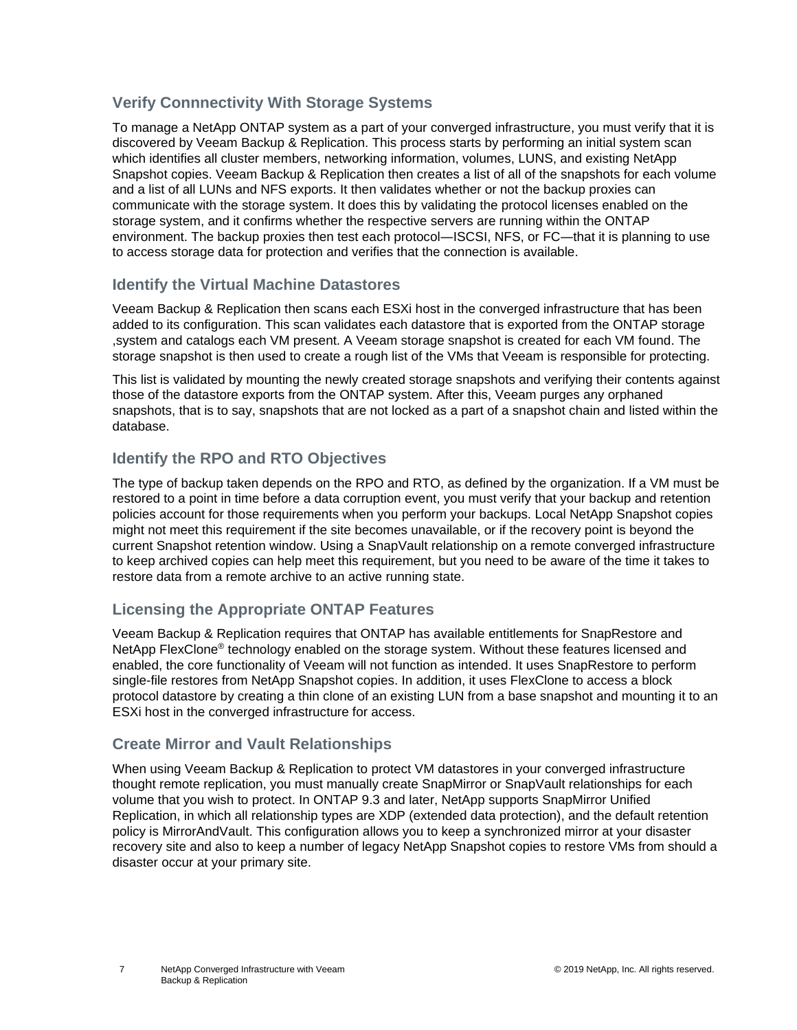## Verify Connnectivity With Storage Systems

To manage a NetApp ONTAP system as a part of your converged infrastructure, you must verify that it is discovered by Veeam Backup & Replication. This process starts by performing an initial system scan which identifies all cluster members, networking information, volumes, LUNS, and existing NetApp Snapshot copies. Veeam Backup & Replication then creates a list of all of the snapshots for each volume and a list of all LUNs and NFS exports. It then validates whether or not the backup proxies can communicate with the storage system. It does this by validating the protocol licenses enabled on the storage system, and it confirms whether the respective servers are running within the ONTAP environment. The backup proxies then test each protocol—ISCSI, NFS, or FC—that it is planning to use to access storage data for protection and verifies that the connection is available.

## Identify the Virtual Machine Datastores

Veeam Backup & Replication then scans each ESXi host in the converged infrastructure that has been added to its configuration. This scan validates each datastore that is exported from the ONTAP storage ,system and catalogs each VM present. A Veeam storage snapshot is created for each VM found. The storage snapshot is then used to create a rough list of the VMs that Veeam is responsible for protecting.

This list is validated by mounting the newly created storage snapshots and verifying their contents against those of the datastore exports from the ONTAP system. After this, Veeam purges any orphaned snapshots, that is to say, snapshots that are not locked as a part of a snapshot chain and listed within the database.

## Identify the RPO and RTO Objectives

The type of backup taken depends on the RPO and RTO, as defined by the organization. If a VM must be restored to a point in time before a data corruption event, you must verify that your backup and retention policies account for those requirements when you perform your backups. Local NetApp Snapshot copies might not meet this requirement if the site becomes unavailable, or if the recovery point is beyond the current Snapshot retention window. Using a SnapVault relationship on a remote converged infrastructure to keep archived copies can help meet this requirement, but you need to be aware of the time it takes to restore data from a remote archive to an active running state.

## Licensing the Appropriate ONTAP Features

Veeam Backup & Replication requires that ONTAP has available entitlements for SnapRestore and NetApp FlexClone® technology enabled on the storage system. Without these features licensed and enabled, the core functionality of Veeam will not function as intended. It uses SnapRestore to perform single-file restores from NetApp Snapshot copies. In addition, it uses FlexClone to access a block protocol datastore by creating a thin clone of an existing LUN from a base snapshot and mounting it to an ESXi host in the converged infrastructure for access.

## Create Mirror and Vault Relationships

When using Veeam Backup & Replication to protect VM datastores in your converged infrastructure thought remote replication, you must manually create SnapMirror or SnapVault relationships for each volume that you wish to protect. In ONTAP 9.3 and later, NetApp supports SnapMirror Unified Replication, in which all relationship types are XDP (extended data protection), and the default retention policy is MirrorAndVault. This configuration allows you to keep a synchronized mirror at your disaster recovery site and also to keep a number of legacy NetApp Snapshot copies to restore VMs from should a disaster occur at your primary site.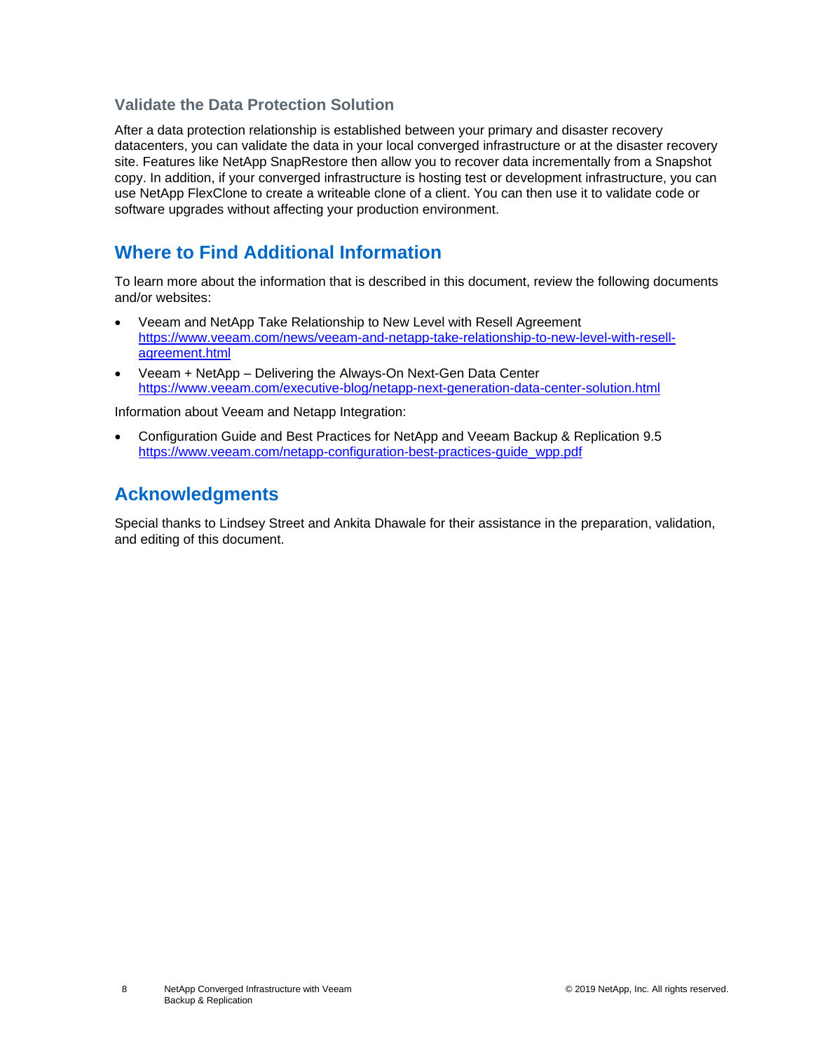### Validate the Data Protection Solution

After a data protection relationship is established between your primary and disaster recovery datacenters, you can validate the data in your local converged infrastructure or at the disaster recovery site. Features like NetApp SnapRestore then allow you to recover data incrementally from a Snapshot copy. In addition, if your converged infrastructure is hosting test or development infrastructure, you can use NetApp FlexClone to create a writeable clone of a client. You can then use it to validate code or software upgrades without affecting your production environment.

## Where to Find Additional Information

To learn more about the information that is described in this document, review the following documents and/or websites:

- Veeam and NetApp Take Relationship to New Level with Resell Agreement
  https://www.veeam.com/news/veeam-and-netapp-take-relationship-to-new-level-with-resell-agreement.html
- Veeam + NetApp – Delivering the Always-On Next-Gen Data Center
  https://www.veeam.com/executive-blog/netapp-next-generation-data-center-solution.html

Information about Veeam and Netapp Integration:

- Configuration Guide and Best Practices for NetApp and Veeam Backup & Replication 9.5
  https://www.veeam.com/netapp-configuration-best-practices-guide_wpp.pdf

## Acknowledgments

Special thanks to Lindsey Street and Ankita Dhawale for their assistance in the preparation, validation, and editing of this document.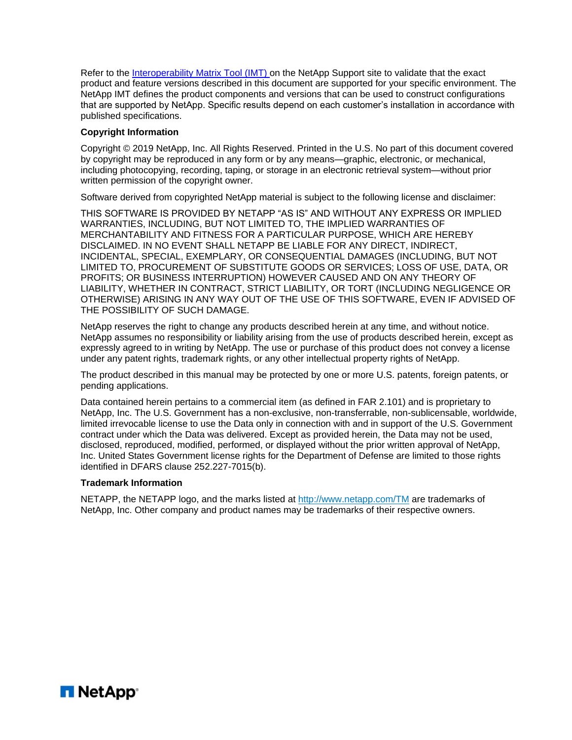Refer to the [Interoperability Matrix Tool (IMT)](http://mysupport.netapp.com/matrix) on the NetApp Support site to validate that the exact product and feature versions described in this document are supported for your specific environment. The NetApp IMT defines the product components and versions that can be used to construct configurations that are supported by NetApp. Specific results depend on each customer's installation in accordance with published specifications.

**Copyright Information**

Copyright © 2019 NetApp, Inc. All Rights Reserved. Printed in the U.S. No part of this document covered by copyright may be reproduced in any form or by any means—graphic, electronic, or mechanical, including photocopying, recording, taping, or storage in an electronic retrieval system—without prior written permission of the copyright owner.

Software derived from copyrighted NetApp material is subject to the following license and disclaimer:

THIS SOFTWARE IS PROVIDED BY NETAPP "AS IS" AND WITHOUT ANY EXPRESS OR IMPLIED WARRANTIES, INCLUDING, BUT NOT LIMITED TO, THE IMPLIED WARRANTIES OF MERCHANTABILITY AND FITNESS FOR A PARTICULAR PURPOSE, WHICH ARE HEREBY DISCLAIMED. IN NO EVENT SHALL NETAPP BE LIABLE FOR ANY DIRECT, INDIRECT, INCIDENTAL, SPECIAL, EXEMPLARY, OR CONSEQUENTIAL DAMAGES (INCLUDING, BUT NOT LIMITED TO, PROCUREMENT OF SUBSTITUTE GOODS OR SERVICES; LOSS OF USE, DATA, OR PROFITS; OR BUSINESS INTERRUPTION) HOWEVER CAUSED AND ON ANY THEORY OF LIABILITY, WHETHER IN CONTRACT, STRICT LIABILITY, OR TORT (INCLUDING NEGLIGENCE OR OTHERWISE) ARISING IN ANY WAY OUT OF THE USE OF THIS SOFTWARE, EVEN IF ADVISED OF THE POSSIBILITY OF SUCH DAMAGE.

NetApp reserves the right to change any products described herein at any time, and without notice. NetApp assumes no responsibility or liability arising from the use of products described herein, except as expressly agreed to in writing by NetApp. The use or purchase of this product does not convey a license under any patent rights, trademark rights, or any other intellectual property rights of NetApp.

The product described in this manual may be protected by one or more U.S. patents, foreign patents, or pending applications.

Data contained herein pertains to a commercial item (as defined in FAR 2.101) and is proprietary to NetApp, Inc. The U.S. Government has a non-exclusive, non-transferrable, non-sublicensable, worldwide, limited irrevocable license to use the Data only in connection with and in support of the U.S. Government contract under which the Data was delivered. Except as provided herein, the Data may not be used, disclosed, reproduced, modified, performed, or displayed without the prior written approval of NetApp, Inc. United States Government license rights for the Department of Defense are limited to those rights identified in DFARS clause 252.227-7015(b).

**Trademark Information**

NETAPP, the NETAPP logo, and the marks listed at http://www.netapp.com/TM are trademarks of NetApp, Inc. Other company and product names may be trademarks of their respective owners.